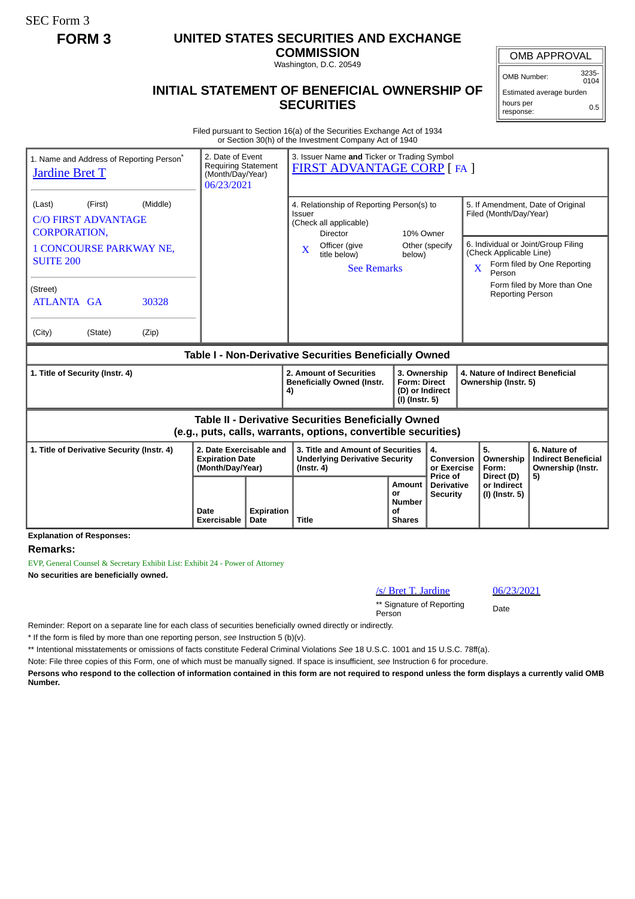SEC Form 3

**FORM 3**

# UNITED STATES SECURITIES AND EXCHANGE COMMISSION

Washington, D.C. 20549

## INITIAL STATEMENT OF BENEFICIAL OWNERSHIP OF SECURITIES

| OMB APPROVAL | |
|---|---|
| OMB Number: | 3235-0104 |
| Estimated average burden | |
| hours per response: | 0.5 |

Filed pursuant to Section 16(a) of the Securities Exchange Act of 1934
or Section 30(h) of the Investment Company Act of 1940

| 1. Name and Address of Reporting Person* | 2. Date of Event Requiring Statement (Month/Day/Year) | 3. Issuer Name **and** Ticker or Trading Symbol |
|---|---|---|
| Jardine Bret T | 06/23/2021 | FIRST ADVANTAGE CORP [ FA ] |

(Last) (First) (Middle)
C/O FIRST ADVANTAGE CORPORATION,
1 CONCOURSE PARKWAY NE, SUITE 200

(Street)
ATLANTA GA 30328

(City) (State) (Zip)

4. Relationship of Reporting Person(s) to Issuer (Check all applicable)
- Director
- 10% Owner
- X Officer (give title below)
- Other (specify below)

See Remarks

5. If Amendment, Date of Original Filed (Month/Day/Year)

6. Individual or Joint/Group Filing (Check Applicable Line)
- X Form filed by One Reporting Person
- Form filed by More than One Reporting Person

### Table I - Non-Derivative Securities Beneficially Owned

| 1. Title of Security (Instr. 4) | 2. Amount of Securities Beneficially Owned (Instr. 4) | 3. Ownership Form: Direct (D) or Indirect (I) (Instr. 5) | 4. Nature of Indirect Beneficial Ownership (Instr. 5) |
|---|---|---|---|

### Table II - Derivative Securities Beneficially Owned (e.g., puts, calls, warrants, options, convertible securities)

| 1. Title of Derivative Security (Instr. 4) | 2. Date Exercisable and Expiration Date (Month/Day/Year) | | 3. Title and Amount of Securities Underlying Derivative Security (Instr. 4) | | 4. Conversion or Exercise Price of Derivative Security | 5. Ownership Form: Direct (D) or Indirect (I) (Instr. 5) | 6. Nature of Indirect Beneficial Ownership (Instr. 5) |
|---|---|---|---|---|---|---|---|
| | Date Exercisable | Expiration Date | Title | Amount or Number of Shares | | | |

**Explanation of Responses:**

**Remarks:**

EVP, General Counsel & Secretary Exhibit List: Exhibit 24 - Power of Attorney

**No securities are beneficially owned.**

/s/ Bret T. Jardine 06/23/2021

** Signature of Reporting Person Date

Reminder: Report on a separate line for each class of securities beneficially owned directly or indirectly.

* If the form is filed by more than one reporting person, *see* Instruction 5 (b)(v).

** Intentional misstatements or omissions of facts constitute Federal Criminal Violations *See* 18 U.S.C. 1001 and 15 U.S.C. 78ff(a).

Note: File three copies of this Form, one of which must be manually signed. If space is insufficient, *see* Instruction 6 for procedure.

**Persons who respond to the collection of information contained in this form are not required to respond unless the form displays a currently valid OMB Number.**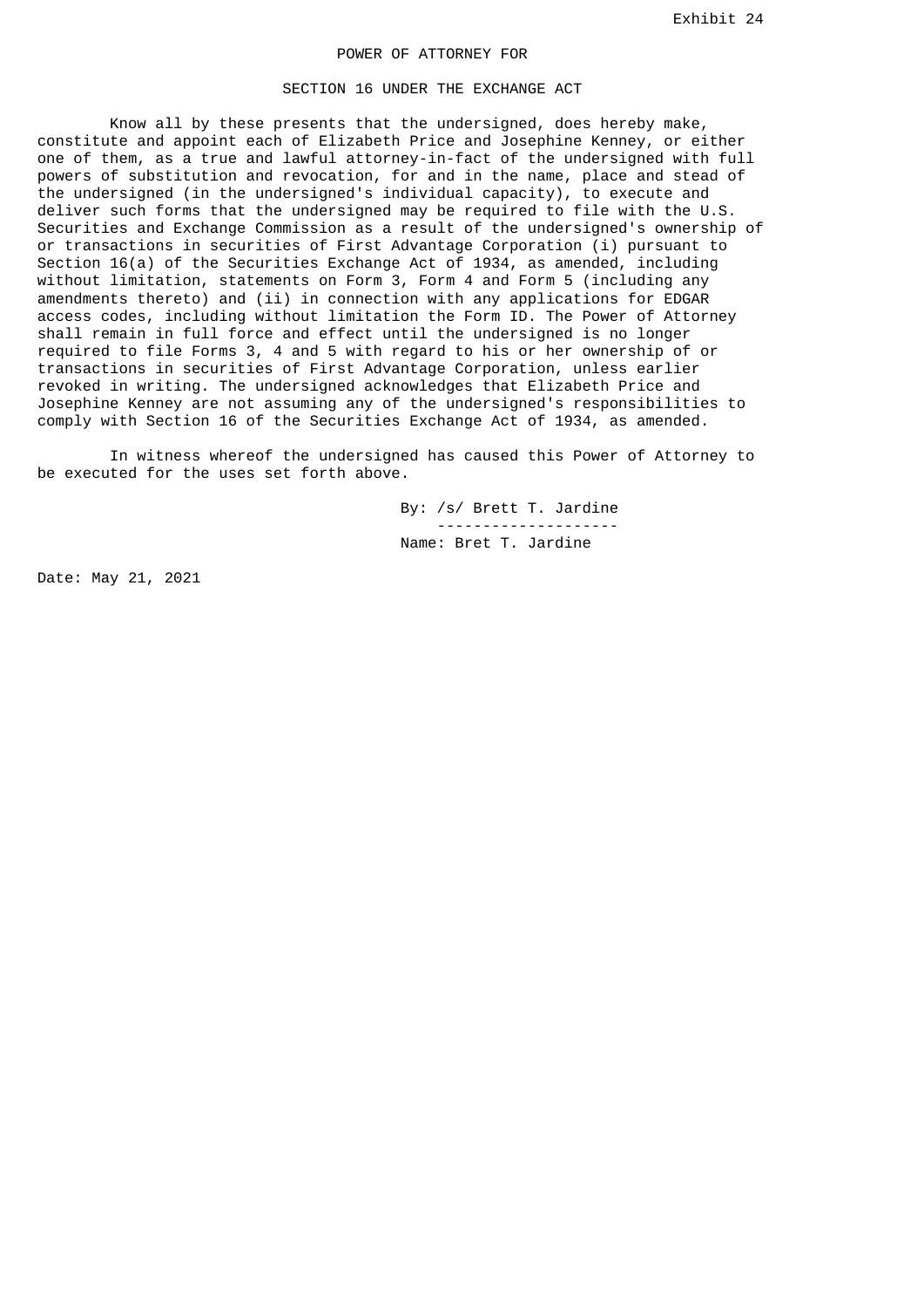Exhibit 24

POWER OF ATTORNEY FOR

SECTION 16 UNDER THE EXCHANGE ACT

Know all by these presents that the undersigned, does hereby make, constitute and appoint each of Elizabeth Price and Josephine Kenney, or either one of them, as a true and lawful attorney-in-fact of the undersigned with full powers of substitution and revocation, for and in the name, place and stead of the undersigned (in the undersigned's individual capacity), to execute and deliver such forms that the undersigned may be required to file with the U.S. Securities and Exchange Commission as a result of the undersigned's ownership of or transactions in securities of First Advantage Corporation (i) pursuant to Section 16(a) of the Securities Exchange Act of 1934, as amended, including without limitation, statements on Form 3, Form 4 and Form 5 (including any amendments thereto) and (ii) in connection with any applications for EDGAR access codes, including without limitation the Form ID. The Power of Attorney shall remain in full force and effect until the undersigned is no longer required to file Forms 3, 4 and 5 with regard to his or her ownership of or transactions in securities of First Advantage Corporation, unless earlier revoked in writing. The undersigned acknowledges that Elizabeth Price and Josephine Kenney are not assuming any of the undersigned's responsibilities to comply with Section 16 of the Securities Exchange Act of 1934, as amended.

In witness whereof the undersigned has caused this Power of Attorney to be executed for the uses set forth above.

By: /s/ Brett T. Jardine

Name: Bret T. Jardine

Date: May 21, 2021